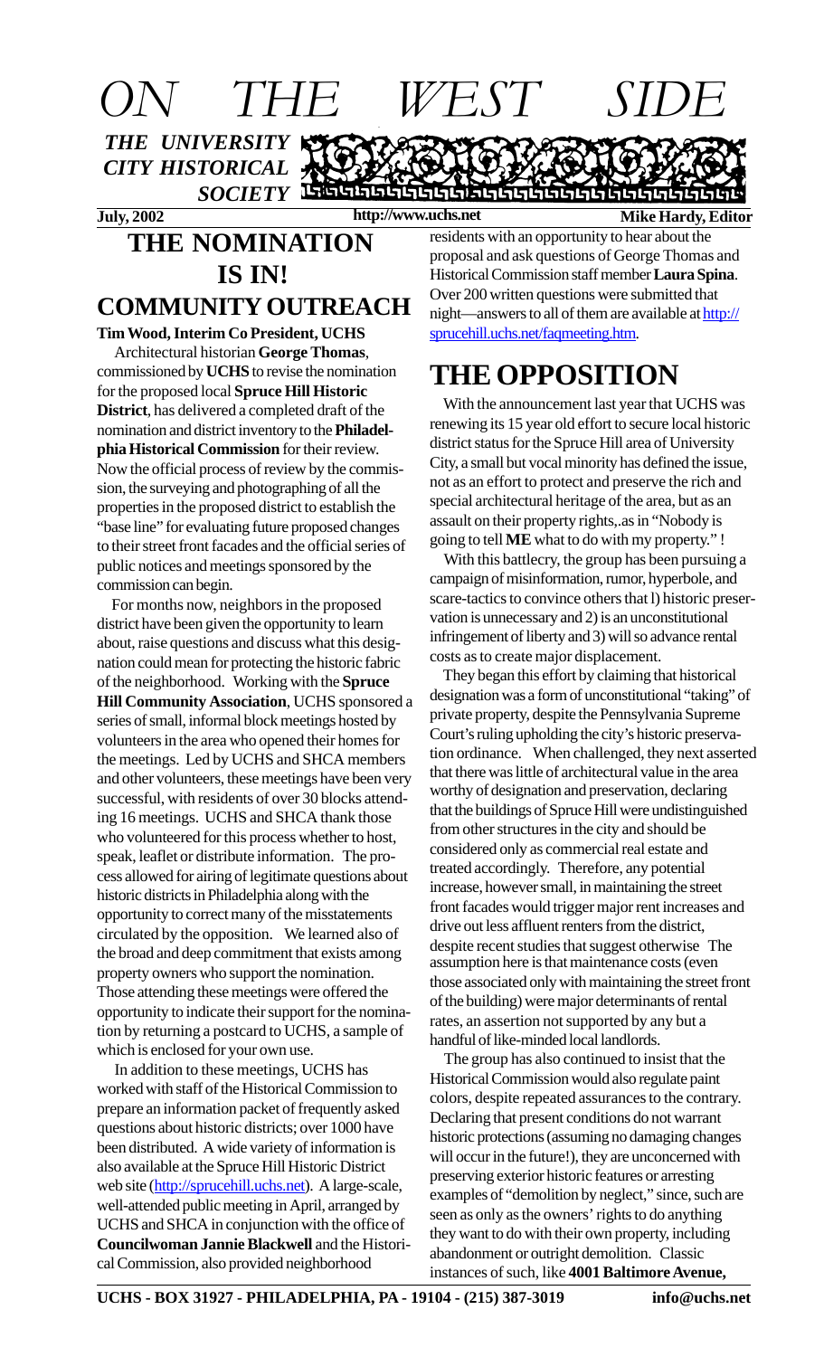# ON THE WEST SIDE

*THE UNIVERSITY CITY HISTORICAL SOCIETY*

**July, 2002** **http://www.uchs.net** **Mike Hardy, Editor**

## THE NOMINATION IS IN!

## COMMUNITY OUTREACH

**Tim Wood, Interim Co President, UCHS**

Architectural historian **George Thomas**, commissioned by **UCHS** to revise the nomination for the proposed local **Spruce Hill Historic District**, has delivered a completed draft of the nomination and district inventory to the **Philadelphia Historical Commission** for their review. Now the official process of review by the commission, the surveying and photographing of all the properties in the proposed district to establish the "base line" for evaluating future proposed changes to their street front facades and the official series of public notices and meetings sponsored by the commission can begin.

For months now, neighbors in the proposed district have been given the opportunity to learn about, raise questions and discuss what this designation could mean for protecting the historic fabric of the neighborhood. Working with the **Spruce Hill Community Association**, UCHS sponsored a series of small, informal block meetings hosted by volunteers in the area who opened their homes for the meetings. Led by UCHS and SHCA members and other volunteers, these meetings have been very successful, with residents of over 30 blocks attending 16 meetings. UCHS and SHCA thank those who volunteered for this process whether to host, speak, leaflet or distribute information. The process allowed for airing of legitimate questions about historic districts in Philadelphia along with the opportunity to correct many of the misstatements circulated by the opposition. We learned also of the broad and deep commitment that exists among property owners who support the nomination. Those attending these meetings were offered the opportunity to indicate their support for the nomination by returning a postcard to UCHS, a sample of which is enclosed for your own use.

In addition to these meetings, UCHS has worked with staff of the Historical Commission to prepare an information packet of frequently asked questions about historic districts; over 1000 have been distributed. A wide variety of information is also available at the Spruce Hill Historic District web site (http://sprucehill.uchs.net). A large-scale, well-attended public meeting in April, arranged by UCHS and SHCA in conjunction with the office of **Councilwoman Jannie Blackwell** and the Historical Commission, also provided neighborhood residents with an opportunity to hear about the proposal and ask questions of George Thomas and Historical Commission staff member **Laura Spina**. Over 200 written questions were submitted that night—answers to all of them are available at http://sprucehill.uchs.net/faqmeeting.htm.

## THE OPPOSITION

With the announcement last year that UCHS was renewing its 15 year old effort to secure local historic district status for the Spruce Hill area of University City, a small but vocal minority has defined the issue, not as an effort to protect and preserve the rich and special architectural heritage of the area, but as an assault on their property rights,.as in "Nobody is going to tell **ME** what to do with my property." !

With this battlecry, the group has been pursuing a campaign of misinformation, rumor, hyperbole, and scare-tactics to convince others that l) historic preservation is unnecessary and 2) is an unconstitutional infringement of liberty and 3) will so advance rental costs as to create major displacement.

They began this effort by claiming that historical designation was a form of unconstitutional "taking" of private property, despite the Pennsylvania Supreme Court's ruling upholding the city's historic preservation ordinance. When challenged, they next asserted that there was little of architectural value in the area worthy of designation and preservation, declaring that the buildings of Spruce Hill were undistinguished from other structures in the city and should be considered only as commercial real estate and treated accordingly. Therefore, any potential increase, however small, in maintaining the street front facades would trigger major rent increases and drive out less affluent renters from the district, despite recent studies that suggest otherwise The assumption here is that maintenance costs (even those associated only with maintaining the street front of the building) were major determinants of rental rates, an assertion not supported by any but a handful of like-minded local landlords.

The group has also continued to insist that the Historical Commission would also regulate paint colors, despite repeated assurances to the contrary. Declaring that present conditions do not warrant historic protections (assuming no damaging changes will occur in the future!), they are unconcerned with preserving exterior historic features or arresting examples of "demolition by neglect," since, such are seen as only as the owners' rights to do anything they want to do with their own property, including abandonment or outright demolition. Classic instances of such, like **4001 Baltimore Avenue,**

**UCHS - BOX 31927 - PHILADELPHIA, PA - 19104 - (215) 387-3019** **info@uchs.net**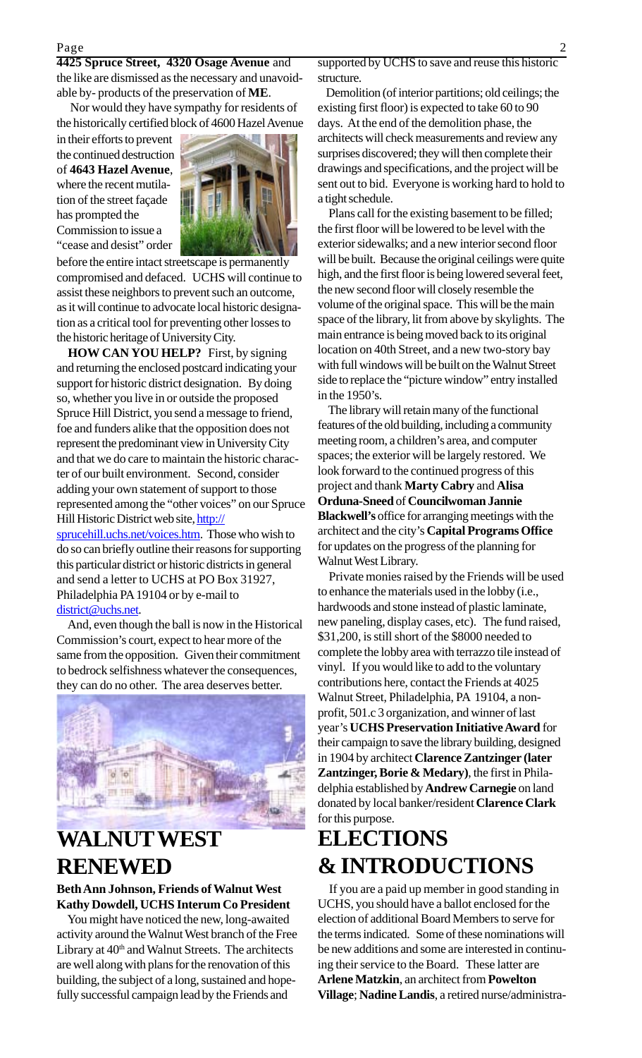**4425 Spruce Street, 4320 Osage Avenue** and the like are dismissed as the necessary and unavoidable by- products of the preservation of **ME**.

Nor would they have sympathy for residents of the historically certified block of 4600 Hazel Avenue in their efforts to prevent the continued destruction of **4643 Hazel Avenue**, where the recent mutilation of the street façade has prompted the Commission to issue a "cease and desist" order before the entire intact streetscape is permanently compromised and defaced. UCHS will continue to assist these neighbors to prevent such an outcome, as it will continue to advocate local historic designation as a critical tool for preventing other losses to the historic heritage of University City.

**HOW CAN YOU HELP?** First, by signing and returning the enclosed postcard indicating your support for historic district designation. By doing so, whether you live in or outside the proposed Spruce Hill District, you send a message to friend, foe and funders alike that the opposition does not represent the predominant view in University City and that we do care to maintain the historic character of our built environment. Second, consider adding your own statement of support to those represented among the "other voices" on our Spruce Hill Historic District web site, http://sprucehill.uchs.net/voices.htm. Those who wish to do so can briefly outline their reasons for supporting this particular district or historic districts in general and send a letter to UCHS at PO Box 31927, Philadelphia PA 19104 or by e-mail to district@uchs.net.

And, even though the ball is now in the Historical Commission's court, expect to hear more of the same from the opposition. Given their commitment to bedrock selfishness whatever the consequences, they can do no other. The area deserves better.

# WALNUT WEST RENEWED

**Beth Ann Johnson, Friends of Walnut West**
**Kathy Dowdell, UCHS Interum Co President**

You might have noticed the new, long-awaited activity around the Walnut West branch of the Free Library at 40th and Walnut Streets. The architects are well along with plans for the renovation of this building, the subject of a long, sustained and hopefully successful campaign lead by the Friends and supported by UCHS to save and reuse this historic structure.

Demolition (of interior partitions; old ceilings; the existing first floor) is expected to take 60 to 90 days. At the end of the demolition phase, the architects will check measurements and review any surprises discovered; they will then complete their drawings and specifications, and the project will be sent out to bid. Everyone is working hard to hold to a tight schedule.

Plans call for the existing basement to be filled; the first floor will be lowered to be level with the exterior sidewalks; and a new interior second floor will be built. Because the original ceilings were quite high, and the first floor is being lowered several feet, the new second floor will closely resemble the volume of the original space. This will be the main space of the library, lit from above by skylights. The main entrance is being moved back to its original location on 40th Street, and a new two-story bay with full windows will be built on the Walnut Street side to replace the "picture window" entry installed in the 1950's.

The library will retain many of the functional features of the old building, including a community meeting room, a children's area, and computer spaces; the exterior will be largely restored. We look forward to the continued progress of this project and thank **Marty Cabry** and **Alisa Orduna-Sneed** of **Councilwoman Jannie Blackwell's** office for arranging meetings with the architect and the city's **Capital Programs Office** for updates on the progress of the planning for Walnut West Library.

Private monies raised by the Friends will be used to enhance the materials used in the lobby (i.e., hardwoods and stone instead of plastic laminate, new paneling, display cases, etc). The fund raised, $31,200, is still short of the $8000 needed to complete the lobby area with terrazzo tile instead of vinyl. If you would like to add to the voluntary contributions here, contact the Friends at 4025 Walnut Street, Philadelphia, PA 19104, a non-profit, 501.c 3 organization, and winner of last year's **UCHS Preservation Initiative Award** for their campaign to save the library building, designed in 1904 by architect **Clarence Zantzinger (later Zantzinger, Borie & Medary)**, the first in Philadelphia established by **Andrew Carnegie** on land donated by local banker/resident **Clarence Clark** for this purpose.

# ELECTIONS & INTRODUCTIONS

If you are a paid up member in good standing in UCHS, you should have a ballot enclosed for the election of additional Board Members to serve for the terms indicated. Some of these nominations will be new additions and some are interested in continuing their service to the Board. These latter are **Arlene Matzkin**, an architect from **Powelton Village**; **Nadine Landis**, a retired nurse/administra-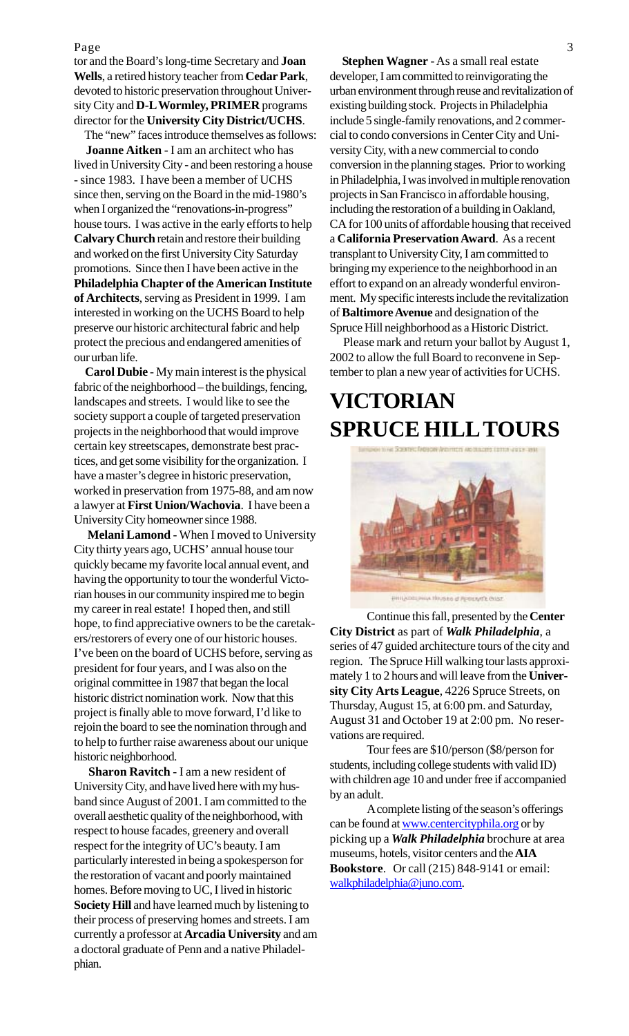tor and the Board's long-time Secretary and **Joan Wells**, a retired history teacher from **Cedar Park**, devoted to historic preservation throughout University City and **D-L Wormley, PRIMER** programs director for the **University City District/UCHS**.

The "new" faces introduce themselves as follows:

**Joanne Aitken** - I am an architect who has lived in University City - and been restoring a house - since 1983. I have been a member of UCHS since then, serving on the Board in the mid-1980's when I organized the "renovations-in-progress" house tours. I was active in the early efforts to help **Calvary Church** retain and restore their building and worked on the first University City Saturday promotions. Since then I have been active in the **Philadelphia Chapter of the American Institute of Architects**, serving as President in 1999. I am interested in working on the UCHS Board to help preserve our historic architectural fabric and help protect the precious and endangered amenities of our urban life.

**Carol Dubie** - My main interest is the physical fabric of the neighborhood – the buildings, fencing, landscapes and streets. I would like to see the society support a couple of targeted preservation projects in the neighborhood that would improve certain key streetscapes, demonstrate best practices, and get some visibility for the organization. I have a master's degree in historic preservation, worked in preservation from 1975-88, and am now a lawyer at **First Union/Wachovia**. I have been a University City homeowner since 1988.

**Melani Lamond** - When I moved to University City thirty years ago, UCHS' annual house tour quickly became my favorite local annual event, and having the opportunity to tour the wonderful Victorian houses in our community inspired me to begin my career in real estate! I hoped then, and still hope, to find appreciative owners to be the caretakers/restorers of every one of our historic houses. I've been on the board of UCHS before, serving as president for four years, and I was also on the original committee in 1987 that began the local historic district nomination work. Now that this project is finally able to move forward, I'd like to rejoin the board to see the nomination through and to help to further raise awareness about our unique historic neighborhood.

**Sharon Ravitch** - I am a new resident of University City, and have lived here with my husband since August of 2001. I am committed to the overall aesthetic quality of the neighborhood, with respect to house facades, greenery and overall respect for the integrity of UC's beauty. I am particularly interested in being a spokesperson for the restoration of vacant and poorly maintained homes. Before moving to UC, I lived in historic **Society Hill** and have learned much by listening to their process of preserving homes and streets. I am currently a professor at **Arcadia University** and am a doctoral graduate of Penn and a native Philadelphian.

**Stephen Wagner** - As a small real estate developer, I am committed to reinvigorating the urban environment through reuse and revitalization of existing building stock. Projects in Philadelphia include 5 single-family renovations, and 2 commercial to condo conversions in Center City and University City, with a new commercial to condo conversion in the planning stages. Prior to working in Philadelphia, I was involved in multiple renovation projects in San Francisco in affordable housing, including the restoration of a building in Oakland, CA for 100 units of affordable housing that received a **California Preservation Award**. As a recent transplant to University City, I am committed to bringing my experience to the neighborhood in an effort to expand on an already wonderful environment. My specific interests include the revitalization of **Baltimore Avenue** and designation of the Spruce Hill neighborhood as a Historic District.

Please mark and return your ballot by August 1, 2002 to allow the full Board to reconvene in September to plan a new year of activities for UCHS.

# VICTORIAN SPRUCE HILL TOURS

Continue this fall, presented by the **Center City District** as part of ***Walk Philadelphia***, a series of 47 guided architecture tours of the city and region. The Spruce Hill walking tour lasts approximately 1 to 2 hours and will leave from the **University City Arts League**, 4226 Spruce Streets, on Thursday, August 15, at 6:00 pm. and Saturday, August 31 and October 19 at 2:00 pm. No reservations are required.

Tour fees are $10/person ($8/person for students, including college students with valid ID) with children age 10 and under free if accompanied by an adult.

A complete listing of the season's offerings can be found at www.centercityphila.org or by picking up a ***Walk Philadelphia*** brochure at area museums, hotels, visitor centers and the **AIA Bookstore**. Or call (215) 848-9141 or email: walkphiladelphia@juno.com.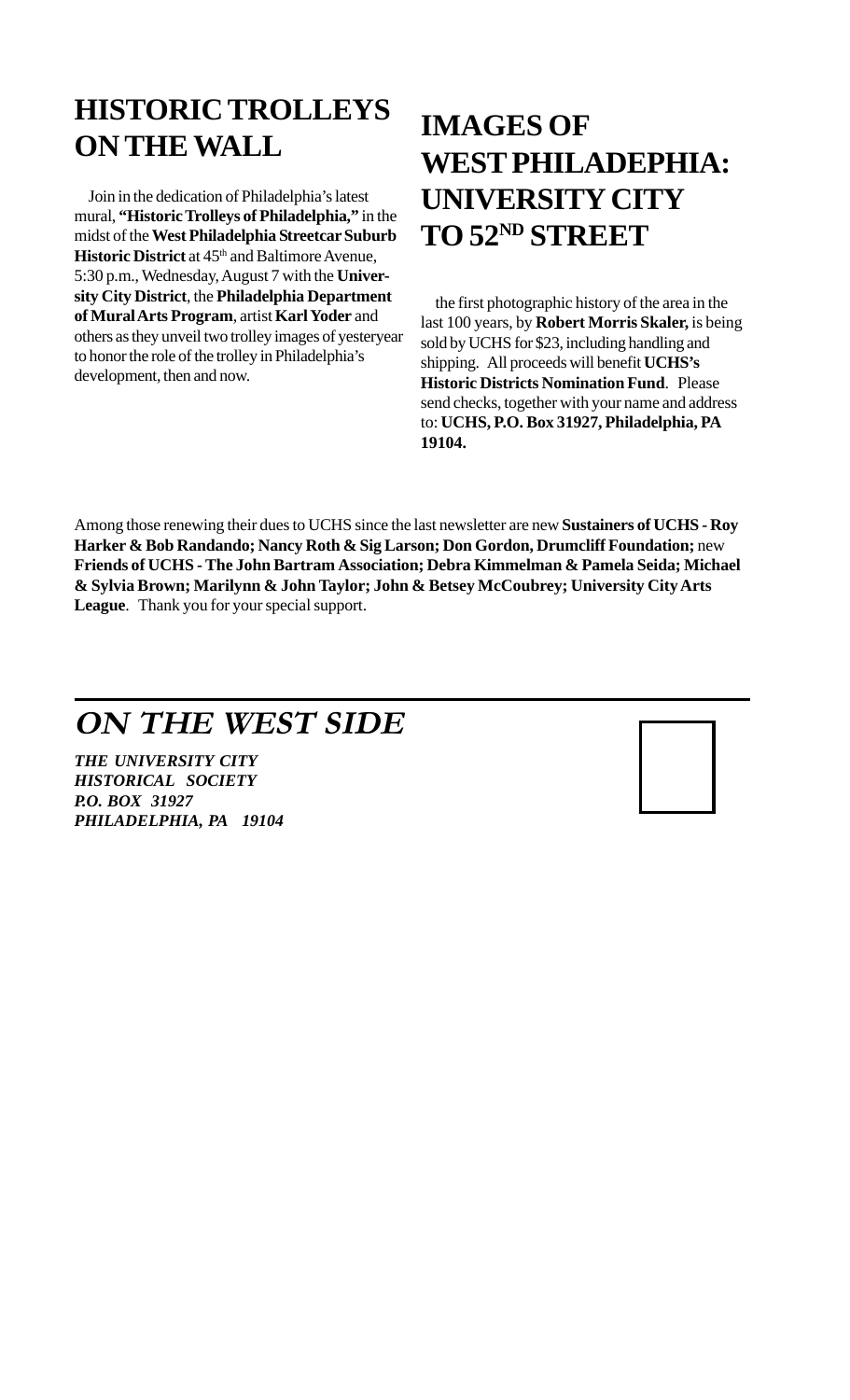## HISTORIC TROLLEYS ON THE WALL

Join in the dedication of Philadelphia's latest mural, **"Historic Trolleys of Philadelphia,"** in the midst of the **West Philadelphia Streetcar Suburb Historic District** at 45th and Baltimore Avenue, 5:30 p.m., Wednesday, August 7 with the **University City District**, the **Philadelphia Department of Mural Arts Program**, artist **Karl Yoder** and others as they unveil two trolley images of yesteryear to honor the role of the trolley in Philadelphia's development, then and now.

## IMAGES OF WEST PHILADEPHIA: UNIVERSITY CITY TO 52ND STREET

the first photographic history of the area in the last 100 years, by **Robert Morris Skaler,** is being sold by UCHS for $23, including handling and shipping. All proceeds will benefit **UCHS's Historic Districts Nomination Fund**. Please send checks, together with your name and address to: **UCHS, P.O. Box 31927, Philadelphia, PA 19104.**

Among those renewing their dues to UCHS since the last newsletter are new **Sustainers of UCHS - Roy Harker & Bob Randando; Nancy Roth & Sig Larson; Don Gordon, Drumcliff Foundation;** new **Friends of UCHS - The John Bartram Association; Debra Kimmelman & Pamela Seida; Michael & Sylvia Brown; Marilynn & John Taylor; John & Betsey McCoubrey; University City Arts League**. Thank you for your special support.

---

## *ON THE WEST SIDE*

***THE UNIVERSITY CITY***
***HISTORICAL SOCIETY***
***P.O. BOX 31927***
***PHILADELPHIA, PA 19104***